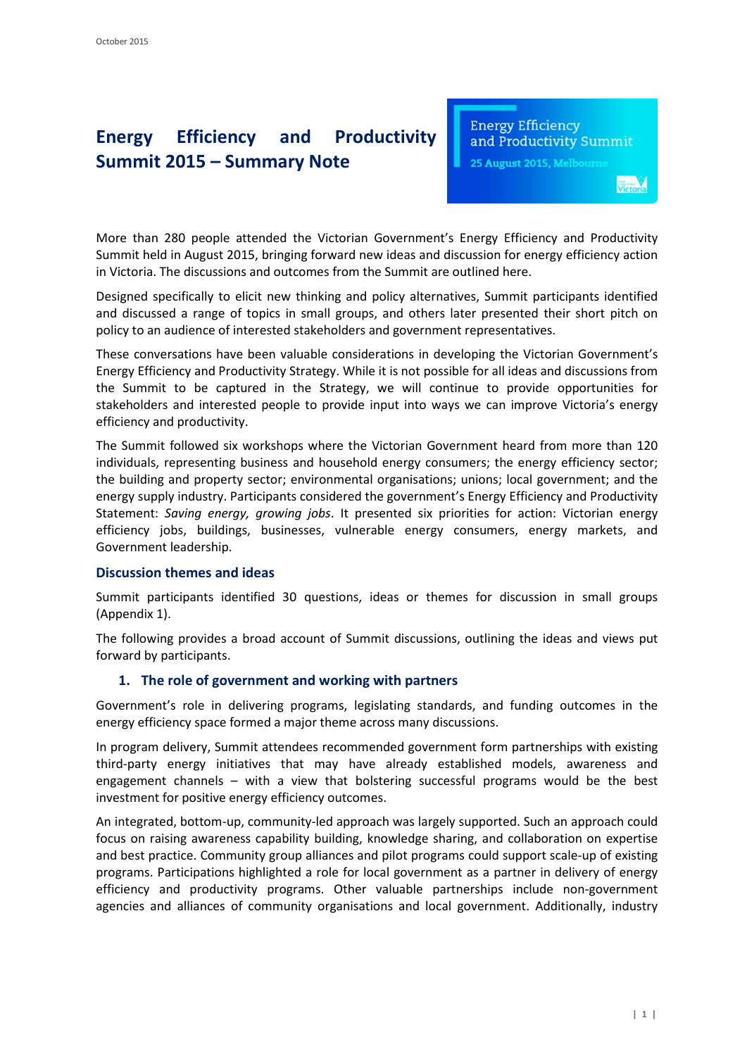October 2015

# Energy Efficiency and Productivity Summit 2015 – Summary Note

Energy Efficiency and Productivity Summit

25 August 2015, Melbourne

More than 280 people attended the Victorian Government's Energy Efficiency and Productivity Summit held in August 2015, bringing forward new ideas and discussion for energy efficiency action in Victoria. The discussions and outcomes from the Summit are outlined here.

Designed specifically to elicit new thinking and policy alternatives, Summit participants identified and discussed a range of topics in small groups, and others later presented their short pitch on policy to an audience of interested stakeholders and government representatives.

These conversations have been valuable considerations in developing the Victorian Government's Energy Efficiency and Productivity Strategy. While it is not possible for all ideas and discussions from the Summit to be captured in the Strategy, we will continue to provide opportunities for stakeholders and interested people to provide input into ways we can improve Victoria's energy efficiency and productivity.

The Summit followed six workshops where the Victorian Government heard from more than 120 individuals, representing business and household energy consumers; the energy efficiency sector; the building and property sector; environmental organisations; unions; local government; and the energy supply industry. Participants considered the government's Energy Efficiency and Productivity Statement: *Saving energy, growing jobs*. It presented six priorities for action: Victorian energy efficiency jobs, buildings, businesses, vulnerable energy consumers, energy markets, and Government leadership.

## Discussion themes and ideas

Summit participants identified 30 questions, ideas or themes for discussion in small groups (Appendix 1).

The following provides a broad account of Summit discussions, outlining the ideas and views put forward by participants.

### 1. The role of government and working with partners

Government's role in delivering programs, legislating standards, and funding outcomes in the energy efficiency space formed a major theme across many discussions.

In program delivery, Summit attendees recommended government form partnerships with existing third-party energy initiatives that may have already established models, awareness and engagement channels – with a view that bolstering successful programs would be the best investment for positive energy efficiency outcomes.

An integrated, bottom-up, community-led approach was largely supported. Such an approach could focus on raising awareness capability building, knowledge sharing, and collaboration on expertise and best practice. Community group alliances and pilot programs could support scale-up of existing programs. Participations highlighted a role for local government as a partner in delivery of energy efficiency and productivity programs. Other valuable partnerships include non-government agencies and alliances of community organisations and local government. Additionally, industry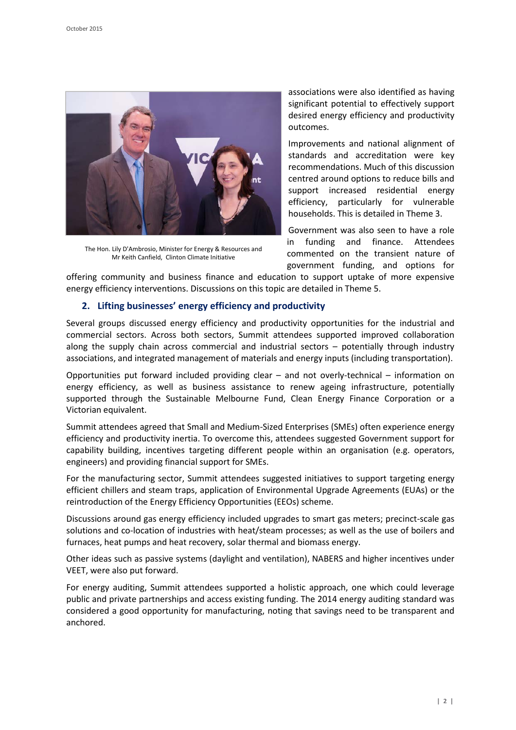associations were also identified as having significant potential to effectively support desired energy efficiency and productivity outcomes.

The Hon. Lily D'Ambrosio, Minister for Energy & Resources and Mr Keith Canfield, Clinton Climate Initiative

Improvements and national alignment of standards and accreditation were key recommendations. Much of this discussion centred around options to reduce bills and support increased residential energy efficiency, particularly for vulnerable households. This is detailed in Theme 3.

Government was also seen to have a role in funding and finance. Attendees commented on the transient nature of government funding, and options for offering community and business finance and education to support uptake of more expensive energy efficiency interventions. Discussions on this topic are detailed in Theme 5.

## 2. Lifting businesses' energy efficiency and productivity

Several groups discussed energy efficiency and productivity opportunities for the industrial and commercial sectors. Across both sectors, Summit attendees supported improved collaboration along the supply chain across commercial and industrial sectors – potentially through industry associations, and integrated management of materials and energy inputs (including transportation).

Opportunities put forward included providing clear – and not overly-technical – information on energy efficiency, as well as business assistance to renew ageing infrastructure, potentially supported through the Sustainable Melbourne Fund, Clean Energy Finance Corporation or a Victorian equivalent.

Summit attendees agreed that Small and Medium-Sized Enterprises (SMEs) often experience energy efficiency and productivity inertia. To overcome this, attendees suggested Government support for capability building, incentives targeting different people within an organisation (e.g. operators, engineers) and providing financial support for SMEs.

For the manufacturing sector, Summit attendees suggested initiatives to support targeting energy efficient chillers and steam traps, application of Environmental Upgrade Agreements (EUAs) or the reintroduction of the Energy Efficiency Opportunities (EEOs) scheme.

Discussions around gas energy efficiency included upgrades to smart gas meters; precinct-scale gas solutions and co-location of industries with heat/steam processes; as well as the use of boilers and furnaces, heat pumps and heat recovery, solar thermal and biomass energy.

Other ideas such as passive systems (daylight and ventilation), NABERS and higher incentives under VEET, were also put forward.

For energy auditing, Summit attendees supported a holistic approach, one which could leverage public and private partnerships and access existing funding. The 2014 energy auditing standard was considered a good opportunity for manufacturing, noting that savings need to be transparent and anchored.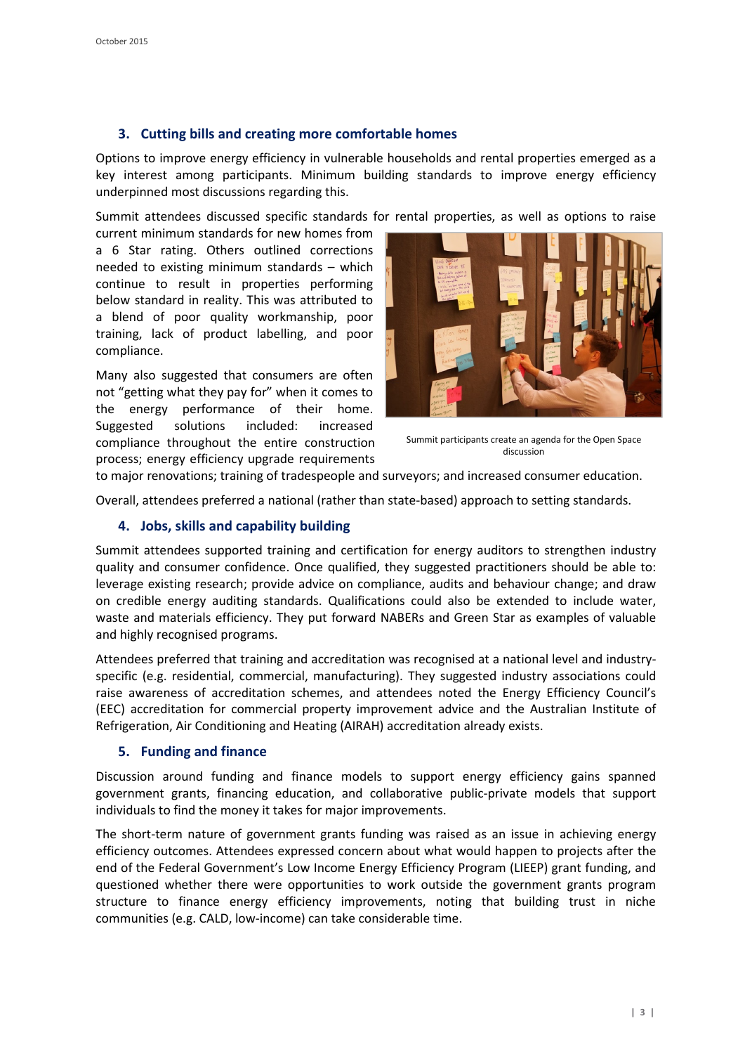## 3. Cutting bills and creating more comfortable homes

Options to improve energy efficiency in vulnerable households and rental properties emerged as a key interest among participants. Minimum building standards to improve energy efficiency underpinned most discussions regarding this.

Summit attendees discussed specific standards for rental properties, as well as options to raise current minimum standards for new homes from a 6 Star rating. Others outlined corrections needed to existing minimum standards – which continue to result in properties performing below standard in reality. This was attributed to a blend of poor quality workmanship, poor training, lack of product labelling, and poor compliance.

Many also suggested that consumers are often not "getting what they pay for" when it comes to the energy performance of their home. Suggested solutions included: increased compliance throughout the entire construction process; energy efficiency upgrade requirements to major renovations; training of tradespeople and surveyors; and increased consumer education.

Summit participants create an agenda for the Open Space discussion

Overall, attendees preferred a national (rather than state-based) approach to setting standards.

## 4. Jobs, skills and capability building

Summit attendees supported training and certification for energy auditors to strengthen industry quality and consumer confidence. Once qualified, they suggested practitioners should be able to: leverage existing research; provide advice on compliance, audits and behaviour change; and draw on credible energy auditing standards. Qualifications could also be extended to include water, waste and materials efficiency. They put forward NABERs and Green Star as examples of valuable and highly recognised programs.

Attendees preferred that training and accreditation was recognised at a national level and industry-specific (e.g. residential, commercial, manufacturing). They suggested industry associations could raise awareness of accreditation schemes, and attendees noted the Energy Efficiency Council's (EEC) accreditation for commercial property improvement advice and the Australian Institute of Refrigeration, Air Conditioning and Heating (AIRAH) accreditation already exists.

## 5. Funding and finance

Discussion around funding and finance models to support energy efficiency gains spanned government grants, financing education, and collaborative public-private models that support individuals to find the money it takes for major improvements.

The short-term nature of government grants funding was raised as an issue in achieving energy efficiency outcomes. Attendees expressed concern about what would happen to projects after the end of the Federal Government's Low Income Energy Efficiency Program (LIEEP) grant funding, and questioned whether there were opportunities to work outside the government grants program structure to finance energy efficiency improvements, noting that building trust in niche communities (e.g. CALD, low-income) can take considerable time.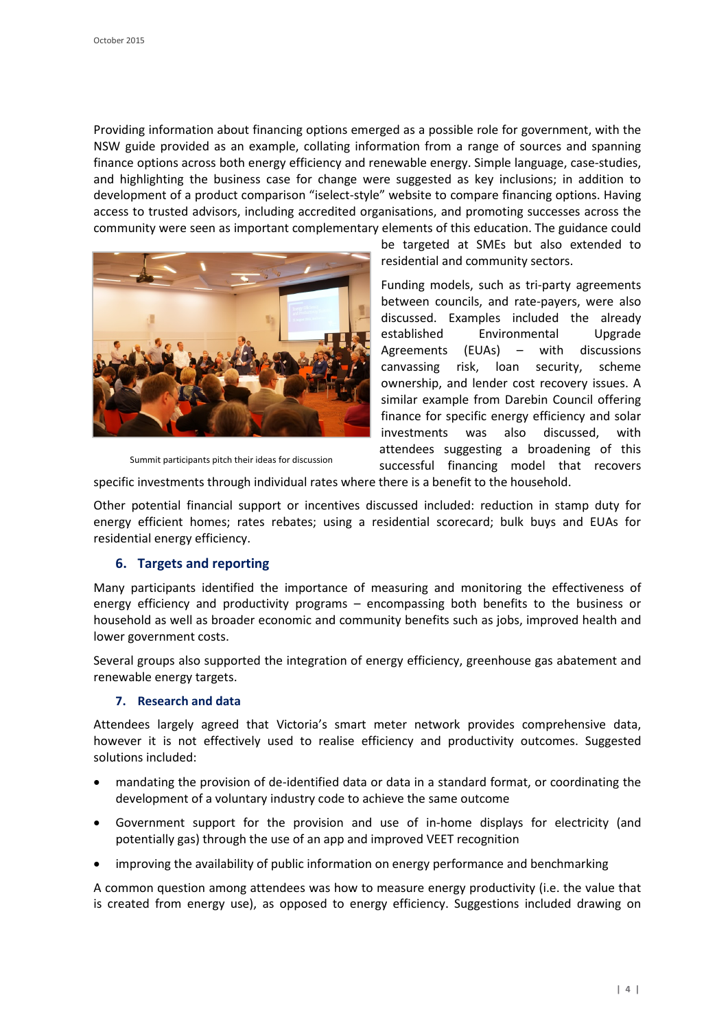Providing information about financing options emerged as a possible role for government, with the NSW guide provided as an example, collating information from a range of sources and spanning finance options across both energy efficiency and renewable energy. Simple language, case-studies, and highlighting the business case for change were suggested as key inclusions; in addition to development of a product comparison "iselect-style" website to compare financing options. Having access to trusted advisors, including accredited organisations, and promoting successes across the community were seen as important complementary elements of this education. The guidance could be targeted at SMEs but also extended to residential and community sectors.

Summit participants pitch their ideas for discussion

Funding models, such as tri-party agreements between councils, and rate-payers, were also discussed. Examples included the already established Environmental Upgrade Agreements (EUAs) – with discussions canvassing risk, loan security, scheme ownership, and lender cost recovery issues. A similar example from Darebin Council offering finance for specific energy efficiency and solar investments was also discussed, with attendees suggesting a broadening of this successful financing model that recovers specific investments through individual rates where there is a benefit to the household.

Other potential financial support or incentives discussed included: reduction in stamp duty for energy efficient homes; rates rebates; using a residential scorecard; bulk buys and EUAs for residential energy efficiency.

### 6. Targets and reporting

Many participants identified the importance of measuring and monitoring the effectiveness of energy efficiency and productivity programs – encompassing both benefits to the business or household as well as broader economic and community benefits such as jobs, improved health and lower government costs.

Several groups also supported the integration of energy efficiency, greenhouse gas abatement and renewable energy targets.

### 7. Research and data

Attendees largely agreed that Victoria's smart meter network provides comprehensive data, however it is not effectively used to realise efficiency and productivity outcomes. Suggested solutions included:

- mandating the provision of de-identified data or data in a standard format, or coordinating the development of a voluntary industry code to achieve the same outcome
- Government support for the provision and use of in-home displays for electricity (and potentially gas) through the use of an app and improved VEET recognition
- improving the availability of public information on energy performance and benchmarking

A common question among attendees was how to measure energy productivity (i.e. the value that is created from energy use), as opposed to energy efficiency. Suggestions included drawing on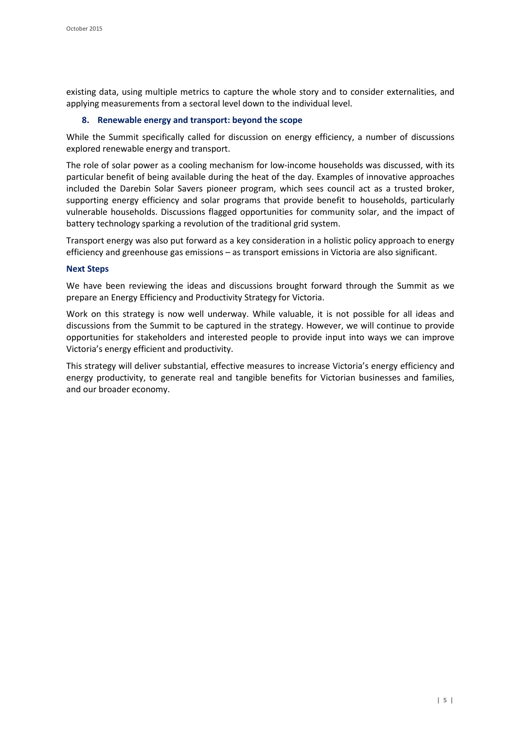existing data, using multiple metrics to capture the whole story and to consider externalities, and applying measurements from a sectoral level down to the individual level.

### 8. Renewable energy and transport: beyond the scope

While the Summit specifically called for discussion on energy efficiency, a number of discussions explored renewable energy and transport.

The role of solar power as a cooling mechanism for low-income households was discussed, with its particular benefit of being available during the heat of the day. Examples of innovative approaches included the Darebin Solar Savers pioneer program, which sees council act as a trusted broker, supporting energy efficiency and solar programs that provide benefit to households, particularly vulnerable households. Discussions flagged opportunities for community solar, and the impact of battery technology sparking a revolution of the traditional grid system.

Transport energy was also put forward as a key consideration in a holistic policy approach to energy efficiency and greenhouse gas emissions – as transport emissions in Victoria are also significant.

### Next Steps

We have been reviewing the ideas and discussions brought forward through the Summit as we prepare an Energy Efficiency and Productivity Strategy for Victoria.

Work on this strategy is now well underway. While valuable, it is not possible for all ideas and discussions from the Summit to be captured in the strategy. However, we will continue to provide opportunities for stakeholders and interested people to provide input into ways we can improve Victoria's energy efficient and productivity.

This strategy will deliver substantial, effective measures to increase Victoria's energy efficiency and energy productivity, to generate real and tangible benefits for Victorian businesses and families, and our broader economy.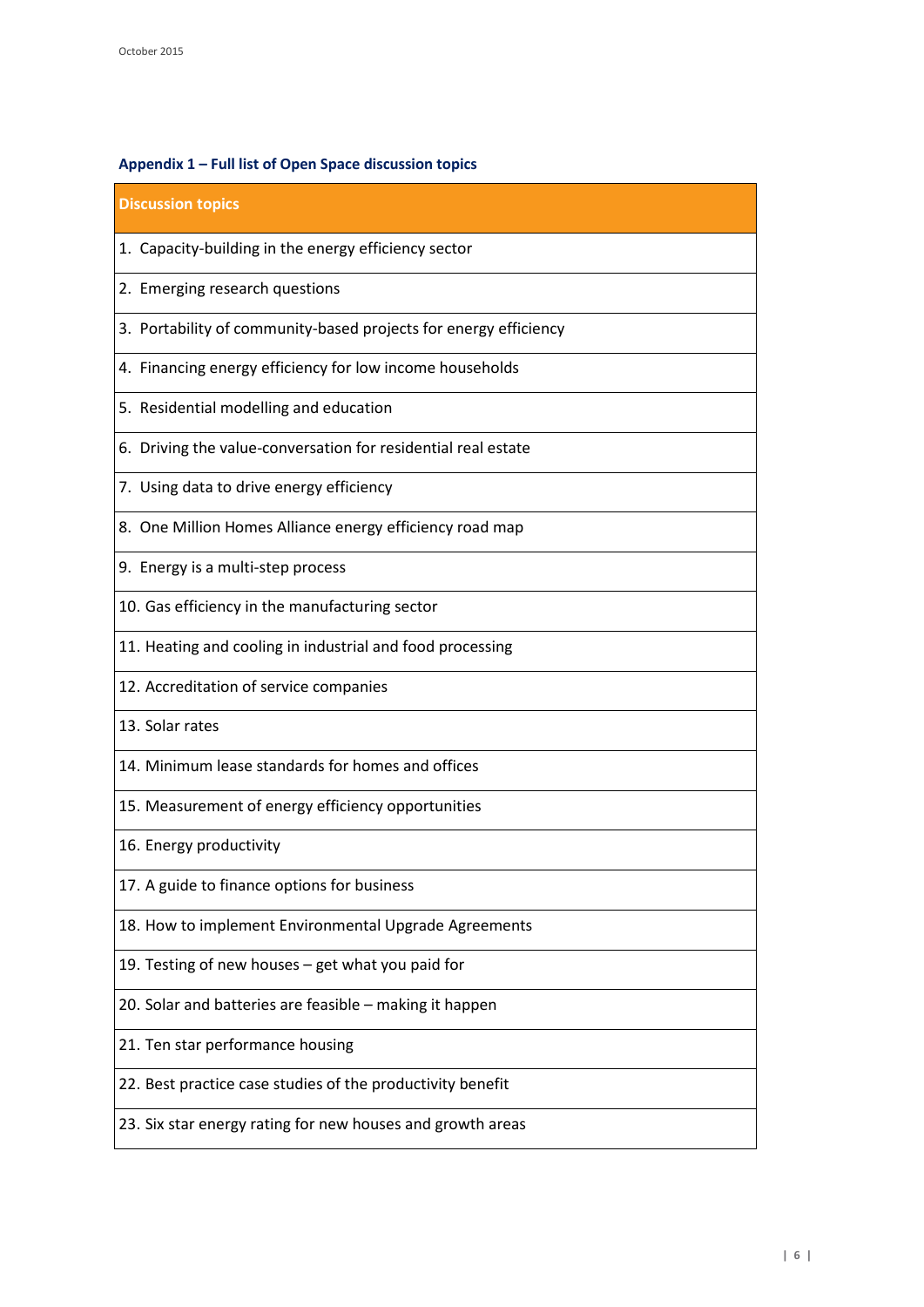### Appendix 1 – Full list of Open Space discussion topics

| Discussion topics |
| --- |
| 1. Capacity-building in the energy efficiency sector |
| 2. Emerging research questions |
| 3. Portability of community-based projects for energy efficiency |
| 4. Financing energy efficiency for low income households |
| 5. Residential modelling and education |
| 6. Driving the value-conversation for residential real estate |
| 7. Using data to drive energy efficiency |
| 8. One Million Homes Alliance energy efficiency road map |
| 9. Energy is a multi-step process |
| 10. Gas efficiency in the manufacturing sector |
| 11. Heating and cooling in industrial and food processing |
| 12. Accreditation of service companies |
| 13. Solar rates |
| 14. Minimum lease standards for homes and offices |
| 15. Measurement of energy efficiency opportunities |
| 16. Energy productivity |
| 17. A guide to finance options for business |
| 18. How to implement Environmental Upgrade Agreements |
| 19. Testing of new houses – get what you paid for |
| 20. Solar and batteries are feasible – making it happen |
| 21. Ten star performance housing |
| 22. Best practice case studies of the productivity benefit |
| 23. Six star energy rating for new houses and growth areas |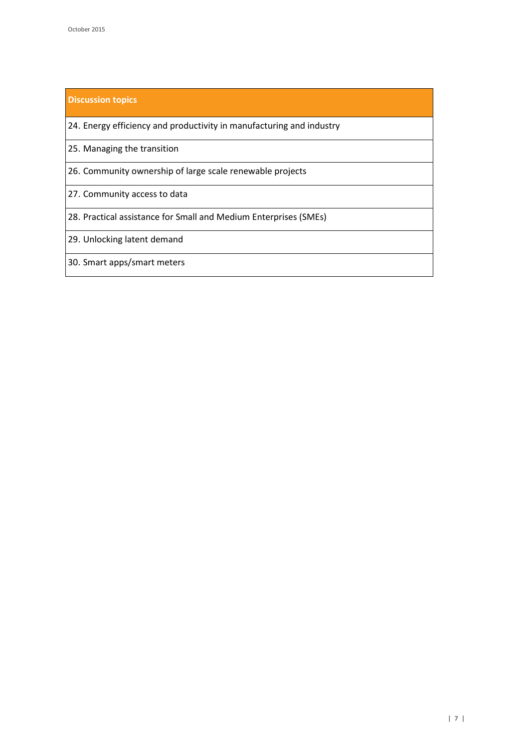| Discussion topics |
| --- |
| 24. Energy efficiency and productivity in manufacturing and industry |
| 25. Managing the transition |
| 26. Community ownership of large scale renewable projects |
| 27. Community access to data |
| 28. Practical assistance for Small and Medium Enterprises (SMEs) |
| 29. Unlocking latent demand |
| 30. Smart apps/smart meters |